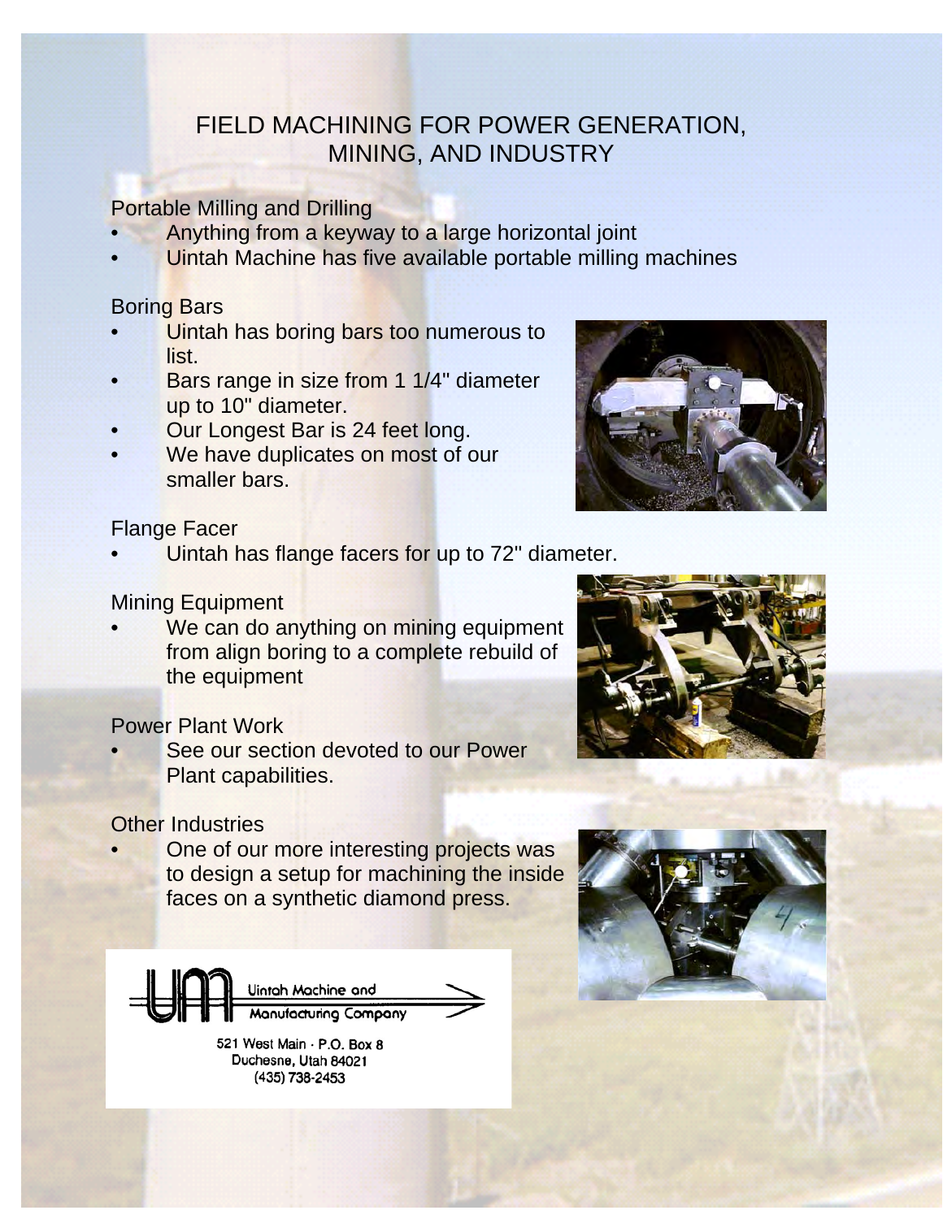# FIELD MACHINING FOR POWER GENERATION, MINING, AND INDUSTRY

## Portable Milling and Drilling

- Anything from a keyway to a large horizontal joint
- Uintah Machine has five available portable milling machines

## Boring Bars

- Uintah has boring bars too numerous to list.
- Bars range in size from 1 1/4" diameter up to 10" diameter.
- Our Longest Bar is 24 feet long.
- We have duplicates on most of our smaller bars.

## Flange Facer

- Uintah has flange facers for up to 72" diameter.

## Mining Equipment

- We can do anything on mining equipment from align boring to a complete rebuild of the equipment

## Power Plant Work

- See our section devoted to our Power Plant capabilities.

## Other Industries

- One of our more interesting projects was to design a setup for machining the inside faces on a synthetic diamond press.

Uintah Machine and Manufacturing Company

521 West Main · P.O. Box 8
Duchesne, Utah 84021
(435) 738-2453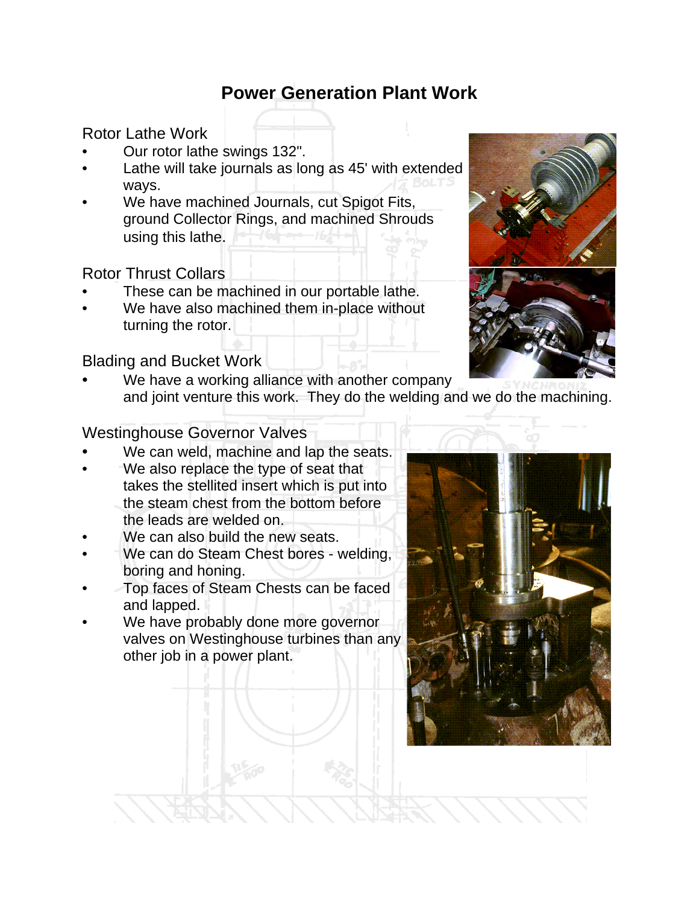# Power Generation Plant Work

## Rotor Lathe Work

- Our rotor lathe swings 132".
- Lathe will take journals as long as 45' with extended ways.
- We have machined Journals, cut Spigot Fits, ground Collector Rings, and machined Shrouds using this lathe.

## Rotor Thrust Collars

- These can be machined in our portable lathe.
- We have also machined them in-place without turning the rotor.

## Blading and Bucket Work

- We have a working alliance with another company and joint venture this work. They do the welding and we do the machining.

## Westinghouse Governor Valves

- We can weld, machine and lap the seats.
- We also replace the type of seat that takes the stellited insert which is put into the steam chest from the bottom before the leads are welded on.
- We can also build the new seats.
- We can do Steam Chest bores - welding, boring and honing.
- Top faces of Steam Chests can be faced and lapped.
- We have probably done more governor valves on Westinghouse turbines than any other job in a power plant.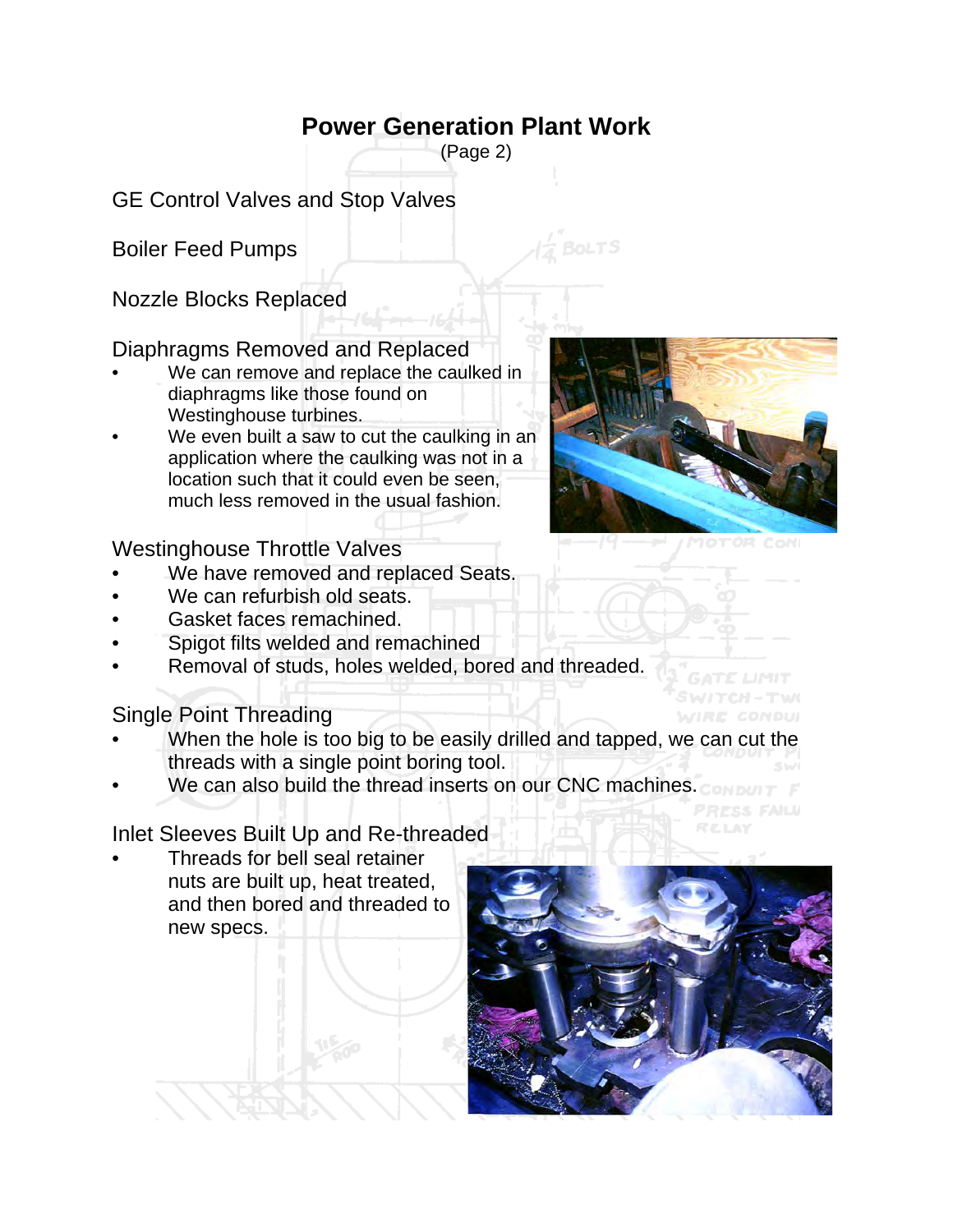# Power Generation Plant Work

(Page 2)

## GE Control Valves and Stop Valves

## Boiler Feed Pumps

## Nozzle Blocks Replaced

## Diaphragms Removed and Replaced

- We can remove and replace the caulked in diaphragms like those found on Westinghouse turbines.
- We even built a saw to cut the caulking in an application where the caulking was not in a location such that it could even be seen, much less removed in the usual fashion.

## Westinghouse Throttle Valves

- We have removed and replaced Seats.
- We can refurbish old seats.
- Gasket faces remachined.
- Spigot filts welded and remachined
- Removal of studs, holes welded, bored and threaded.

## Single Point Threading

- When the hole is too big to be easily drilled and tapped, we can cut the threads with a single point boring tool.
- We can also build the thread inserts on our CNC machines.

## Inlet Sleeves Built Up and Re-threaded

- Threads for bell seal retainer nuts are built up, heat treated, and then bored and threaded to new specs.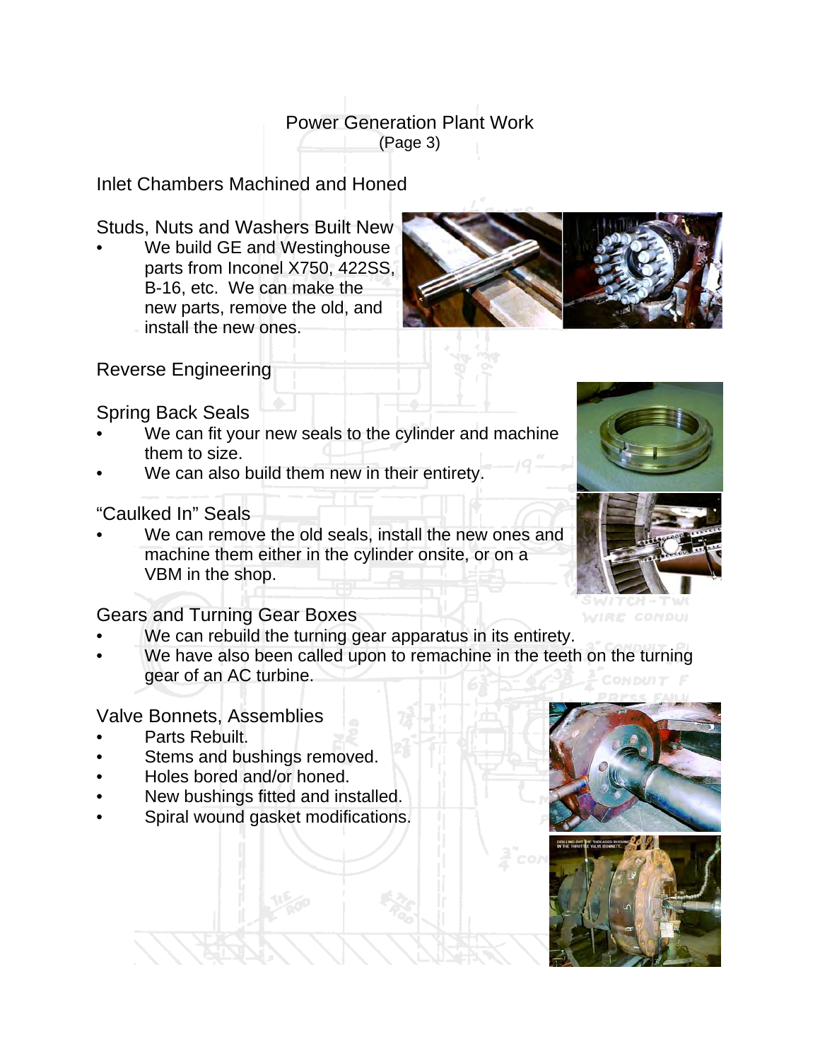# Power Generation Plant Work

(Page 3)

## Inlet Chambers Machined and Honed

## Studs, Nuts and Washers Built New

- We build GE and Westinghouse parts from Inconel X750, 422SS, B-16, etc. We can make the new parts, remove the old, and install the new ones.

## Reverse Engineering

## Spring Back Seals

- We can fit your new seals to the cylinder and machine them to size.
- We can also build them new in their entirety.

## “Caulked In” Seals

- We can remove the old seals, install the new ones and machine them either in the cylinder onsite, or on a VBM in the shop.

## Gears and Turning Gear Boxes

- We can rebuild the turning gear apparatus in its entirety.
- We have also been called upon to remachine in the teeth on the turning gear of an AC turbine.

## Valve Bonnets, Assemblies

- Parts Rebuilt.
- Stems and bushings removed.
- Holes bored and/or honed.
- New bushings fitted and installed.
- Spiral wound gasket modifications.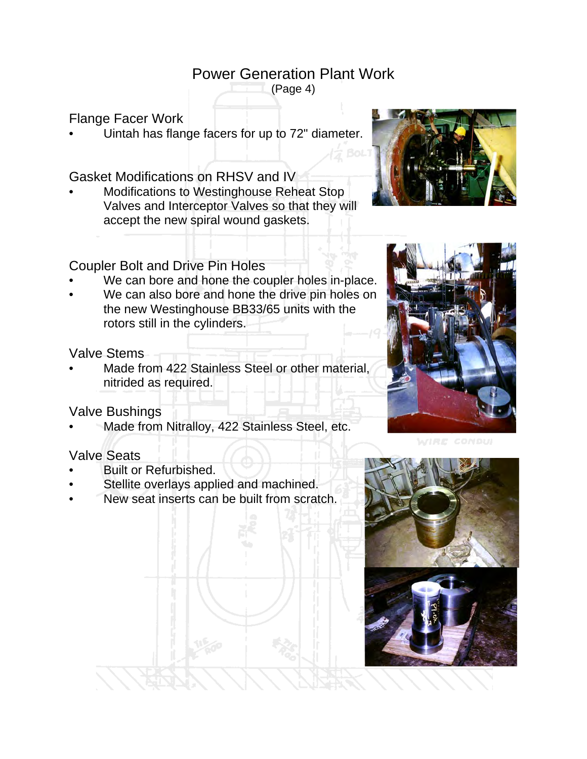# Power Generation Plant Work

(Page 4)

## Flange Facer Work

- Uintah has flange facers for up to 72" diameter.

## Gasket Modifications on RHSV and IV

- Modifications to Westinghouse Reheat Stop Valves and Interceptor Valves so that they will accept the new spiral wound gaskets.

## Coupler Bolt and Drive Pin Holes

- We can bore and hone the coupler holes in-place.
- We can also bore and hone the drive pin holes on the new Westinghouse BB33/65 units with the rotors still in the cylinders.

## Valve Stems

- Made from 422 Stainless Steel or other material, nitrided as required.

## Valve Bushings

- Made from Nitralloy, 422 Stainless Steel, etc.

## Valve Seats

- Built or Refurbished.
- Stellite overlays applied and machined.
- New seat inserts can be built from scratch.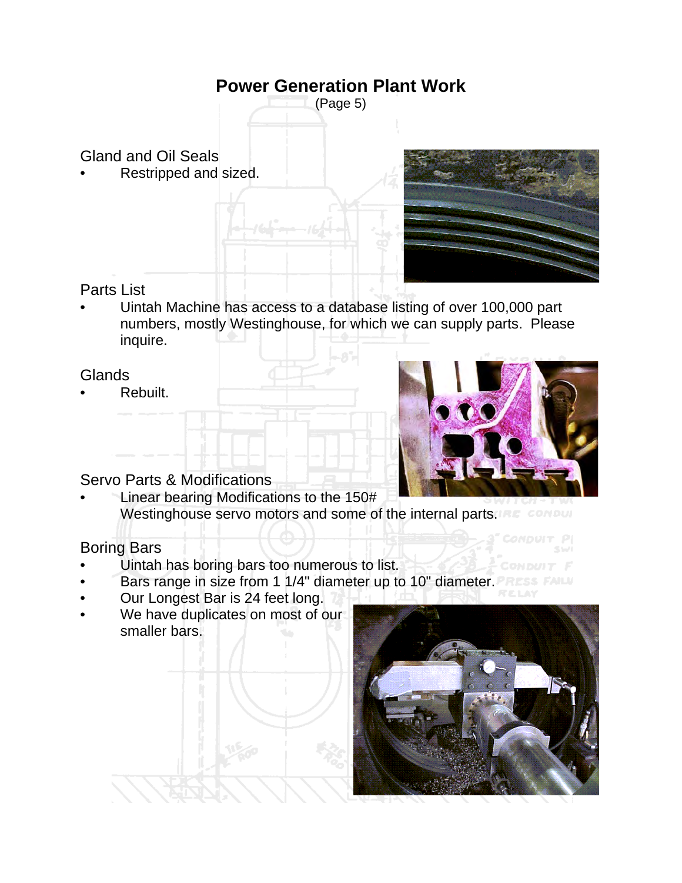# Power Generation Plant Work

(Page 5)

## Gland and Oil Seals

- Restripped and sized.

## Parts List

- Uintah Machine has access to a database listing of over 100,000 part numbers, mostly Westinghouse, for which we can supply parts. Please inquire.

## Glands

- Rebuilt.

## Servo Parts & Modifications

- Linear bearing Modifications to the 150# Westinghouse servo motors and some of the internal parts.

## Boring Bars

- Uintah has boring bars too numerous to list.
- Bars range in size from 1 1/4" diameter up to 10" diameter.
- Our Longest Bar is 24 feet long.
- We have duplicates on most of our smaller bars.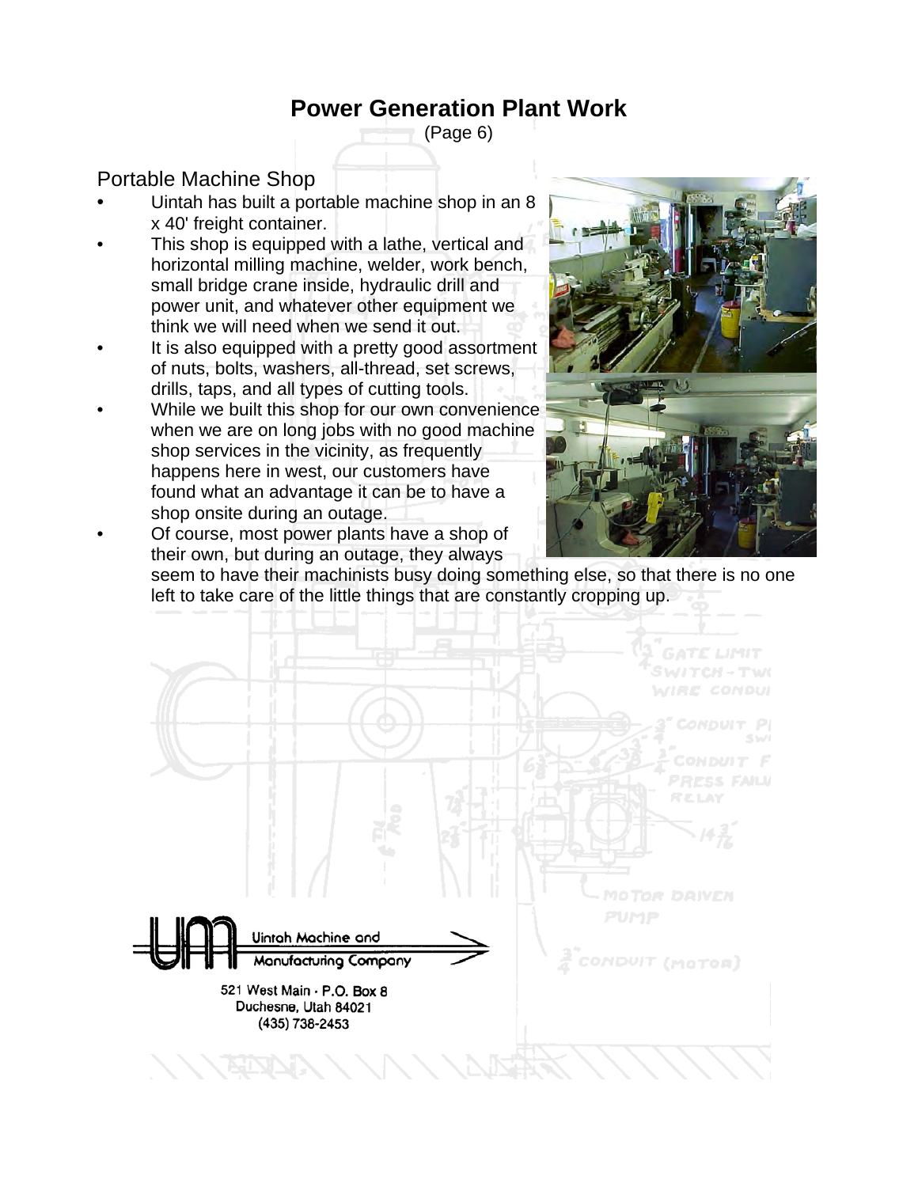# Power Generation Plant Work

(Page 6)

## Portable Machine Shop

- Uintah has built a portable machine shop in an 8 x 40' freight container.
- This shop is equipped with a lathe, vertical and horizontal milling machine, welder, work bench, small bridge crane inside, hydraulic drill and power unit, and whatever other equipment we think we will need when we send it out.
- It is also equipped with a pretty good assortment of nuts, bolts, washers, all-thread, set screws, drills, taps, and all types of cutting tools.
- While we built this shop for our own convenience when we are on long jobs with no good machine shop services in the vicinity, as frequently happens here in west, our customers have found what an advantage it can be to have a shop onsite during an outage.
- Of course, most power plants have a shop of their own, but during an outage, they always seem to have their machinists busy doing something else, so that there is no one left to take care of the little things that are constantly cropping up.

Uintah Machine and Manufacturing Company

521 West Main · P.O. Box 8
Duchesne, Utah 84021
(435) 738-2453